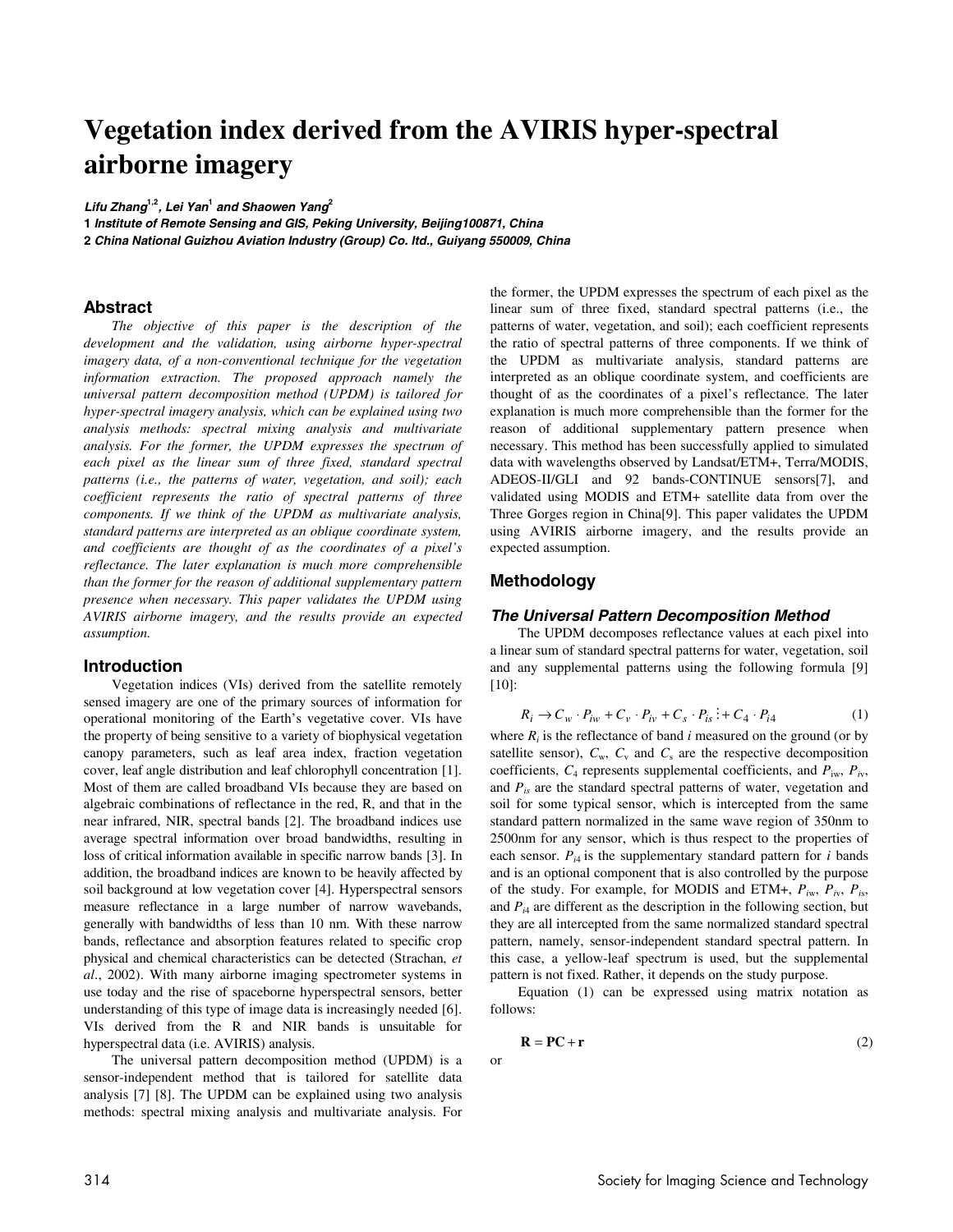# Vegetation index derived from the AVIRIS hyper-spectral airborne imagery

***Lifu Zhang[1,2], Lei Yan[1] and Shaowen Yang[2]***

**1 *Institute of Remote Sensing and GIS, Peking University, Beijing100871, China***

**2 *China National Guizhou Aviation Industry (Group) Co. ltd., Guiyang 550009, China***

## Abstract

*The objective of this paper is the description of the development and the validation, using airborne hyper-spectral imagery data, of a non-conventional technique for the vegetation information extraction. The proposed approach namely the universal pattern decomposition method (UPDM) is tailored for hyper-spectral imagery analysis, which can be explained using two analysis methods: spectral mixing analysis and multivariate analysis. For the former, the UPDM expresses the spectrum of each pixel as the linear sum of three fixed, standard spectral patterns (i.e., the patterns of water, vegetation, and soil); each coefficient represents the ratio of spectral patterns of three components. If we think of the UPDM as multivariate analysis, standard patterns are interpreted as an oblique coordinate system, and coefficients are thought of as the coordinates of a pixel's reflectance. The later explanation is much more comprehensible than the former for the reason of additional supplementary pattern presence when necessary. This paper validates the UPDM using AVIRIS airborne imagery, and the results provide an expected assumption.*

## Introduction

Vegetation indices (VIs) derived from the satellite remotely sensed imagery are one of the primary sources of information for operational monitoring of the Earth's vegetative cover. VIs have the property of being sensitive to a variety of biophysical vegetation canopy parameters, such as leaf area index, fraction vegetation cover, leaf angle distribution and leaf chlorophyll concentration [1]. Most of them are called broadband VIs because they are based on algebraic combinations of reflectance in the red, R, and that in the near infrared, NIR, spectral bands [2]. The broadband indices use average spectral information over broad bandwidths, resulting in loss of critical information available in specific narrow bands [3]. In addition, the broadband indices are known to be heavily affected by soil background at low vegetation cover [4]. Hyperspectral sensors measure reflectance in a large number of narrow wavebands, generally with bandwidths of less than 10 nm. With these narrow bands, reflectance and absorption features related to specific crop physical and chemical characteristics can be detected (Strachan, *et al*., 2002). With many airborne imaging spectrometer systems in use today and the rise of spaceborne hyperspectral sensors, better understanding of this type of image data is increasingly needed [6]. VIs derived from the R and NIR bands is unsuitable for hyperspectral data (i.e. AVIRIS) analysis.

The universal pattern decomposition method (UPDM) is a sensor-independent method that is tailored for satellite data analysis [7] [8]. The UPDM can be explained using two analysis methods: spectral mixing analysis and multivariate analysis. For the former, the UPDM expresses the spectrum of each pixel as the linear sum of three fixed, standard spectral patterns (i.e., the patterns of water, vegetation, and soil); each coefficient represents the ratio of spectral patterns of three components. If we think of the UPDM as multivariate analysis, standard patterns are interpreted as an oblique coordinate system, and coefficients are thought of as the coordinates of a pixel's reflectance. The later explanation is much more comprehensible than the former for the reason of additional supplementary pattern presence when necessary. This method has been successfully applied to simulated data with wavelengths observed by Landsat/ETM+, Terra/MODIS, ADEOS-II/GLI and 92 bands-CONTINUE sensors[7], and validated using MODIS and ETM+ satellite data from over the Three Gorges region in China[9]. This paper validates the UPDM using AVIRIS airborne imagery, and the results provide an expected assumption.

## Methodology

### The Universal Pattern Decomposition Method

The UPDM decomposes reflectance values at each pixel into a linear sum of standard spectral patterns for water, vegetation, soil and any supplemental patterns using the following formula [9] [10]:

$$R_i \to C_w \cdot P_{iw} + C_v \cdot P_{iv} + C_s \cdot P_{is} \vdots + C_4 \cdot P_{i4} \tag{1}$$

where $R_i$ is the reflectance of band $i$ measured on the ground (or by satellite sensor), $C_w$, $C_v$ and $C_s$ are the respective decomposition coefficients, $C_4$ represents supplemental coefficients, and $P_{iw}$, $P_{iv}$, and $P_{is}$ are the standard spectral patterns of water, vegetation and soil for some typical sensor, which is intercepted from the same standard pattern normalized in the same wave region of 350nm to 2500nm for any sensor, which is thus respect to the properties of each sensor. $P_{i4}$ is the supplementary standard pattern for $i$ bands and is an optional component that is also controlled by the purpose of the study. For example, for MODIS and ETM+, $P_{iw}$, $P_{iv}$, $P_{is}$, and $P_{i4}$ are different as the description in the following section, but they are all intercepted from the same normalized standard spectral pattern, namely, sensor-independent standard spectral pattern. In this case, a yellow-leaf spectrum is used, but the supplemental pattern is not fixed. Rather, it depends on the study purpose.

Equation (1) can be expressed using matrix notation as follows:

$$\mathbf{R} = \mathbf{PC} + \mathbf{r} \tag{2}$$

or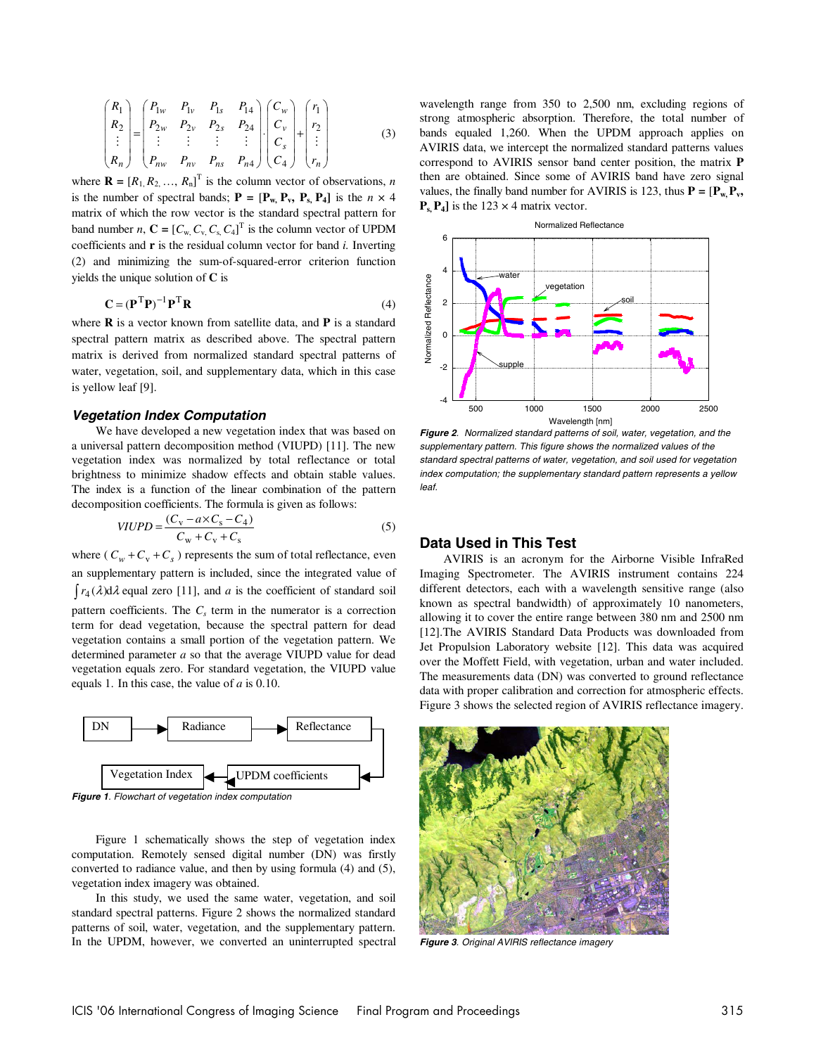$$\begin{pmatrix} R_1 \\ R_2 \\ \vdots \\ R_n \end{pmatrix} = \begin{pmatrix} P_{1w} & P_{1v} & P_{1s} & P_{14} \\ P_{2w} & P_{2v} & P_{2s} & P_{24} \\ \vdots & \vdots & \vdots & \vdots \\ P_{nw} & P_{nv} & P_{ns} & P_{n4} \end{pmatrix} \cdot \begin{pmatrix} C_w \\ C_v \\ C_s \\ C_4 \end{pmatrix} + \begin{pmatrix} r_1 \\ r_2 \\ \vdots \\ r_n \end{pmatrix} \tag{3}$$

where $\mathbf{R} = [R_1, R_2, \ldots, R_n]^T$ is the column vector of observations, $n$ is the number of spectral bands; $\mathbf{P} = [\mathbf{P_w}, \mathbf{P_v}, \mathbf{P_s}, \mathbf{P_4}]$ is the $n \times 4$ matrix of which the row vector is the standard spectral pattern for band number $n$, $\mathbf{C} = [C_w, C_v, C_s, C_4]^T$ is the column vector of UPDM coefficients and $\mathbf{r}$ is the residual column vector for band $i$. Inverting (2) and minimizing the sum-of-squared-error criterion function yields the unique solution of $\mathbf{C}$ is

$$\mathbf{C} = (\mathbf{P}^T\mathbf{P})^{-1}\mathbf{P}^T\mathbf{R} \tag{4}$$

where $\mathbf{R}$ is a vector known from satellite data, and $\mathbf{P}$ is a standard spectral pattern matrix as described above. The spectral pattern matrix is derived from normalized standard spectral patterns of water, vegetation, soil, and supplementary data, which in this case is yellow leaf [9].

### Vegetation Index Computation

We have developed a new vegetation index that was based on a universal pattern decomposition method (VIUPD) [11]. The new vegetation index was normalized by total reflectance or total brightness to minimize shadow effects and obtain stable values. The index is a function of the linear combination of the pattern decomposition coefficients. The formula is given as follows:

$$VIUPD = \frac{(C_v - a \times C_s - C_4)}{C_w + C_v + C_s} \tag{5}$$

where ( $C_w + C_v + C_s$ ) represents the sum of total reflectance, even an supplementary pattern is included, since the integrated value of $\int r_4(\lambda)d\lambda$ equal zero [11], and $a$ is the coefficient of standard soil pattern coefficients. The $C_s$ term in the numerator is a correction term for dead vegetation, because the spectral pattern for dead vegetation contains a small portion of the vegetation pattern. We determined parameter $a$ so that the average VIUPD value for dead vegetation equals zero. For standard vegetation, the VIUPD value equals 1. In this case, the value of $a$ is 0.10.

DN → Radiance → Reflectance → UPDM coefficients → Vegetation Index

*Figure 1. Flowchart of vegetation index computation*

Figure 1 schematically shows the step of vegetation index computation. Remotely sensed digital number (DN) was firstly converted to radiance value, and then by using formula (4) and (5), vegetation index imagery was obtained.

In this study, we used the same water, vegetation, and soil standard spectral patterns. Figure 2 shows the normalized standard patterns of soil, water, vegetation, and the supplementary pattern. In the UPDM, however, we converted an uninterrupted spectral wavelength range from 350 to 2,500 nm, excluding regions of strong atmospheric absorption. Therefore, the total number of bands equaled 1,260. When the UPDM approach applies on AVIRIS data, we intercept the normalized standard patterns values correspond to AVIRIS sensor band center position, the matrix $\mathbf{P}$ then are obtained. Since some of AVIRIS band have zero signal values, the finally band number for AVIRIS is 123, thus $\mathbf{P} = [\mathbf{P_w}, \mathbf{P_v}, \mathbf{P_s}, \mathbf{P_4}]$ is the $123 \times 4$ matrix vector.

*Figure 2. Normalized standard patterns of soil, water, vegetation, and the supplementary pattern. This figure shows the normalized values of the standard spectral patterns of water, vegetation, and soil used for vegetation index computation; the supplementary standard pattern represents a yellow leaf.*

## Data Used in This Test

AVIRIS is an acronym for the Airborne Visible InfraRed Imaging Spectrometer. The AVIRIS instrument contains 224 different detectors, each with a wavelength sensitive range (also known as spectral bandwidth) of approximately 10 nanometers, allowing it to cover the entire range between 380 nm and 2500 nm [12].The AVIRIS Standard Data Products was downloaded from Jet Propulsion Laboratory website [12]. This data was acquired over the Moffett Field, with vegetation, urban and water included. The measurements data (DN) was converted to ground reflectance data with proper calibration and correction for atmospheric effects. Figure 3 shows the selected region of AVIRIS reflectance imagery.

*Figure 3. Original AVIRIS reflectance imagery*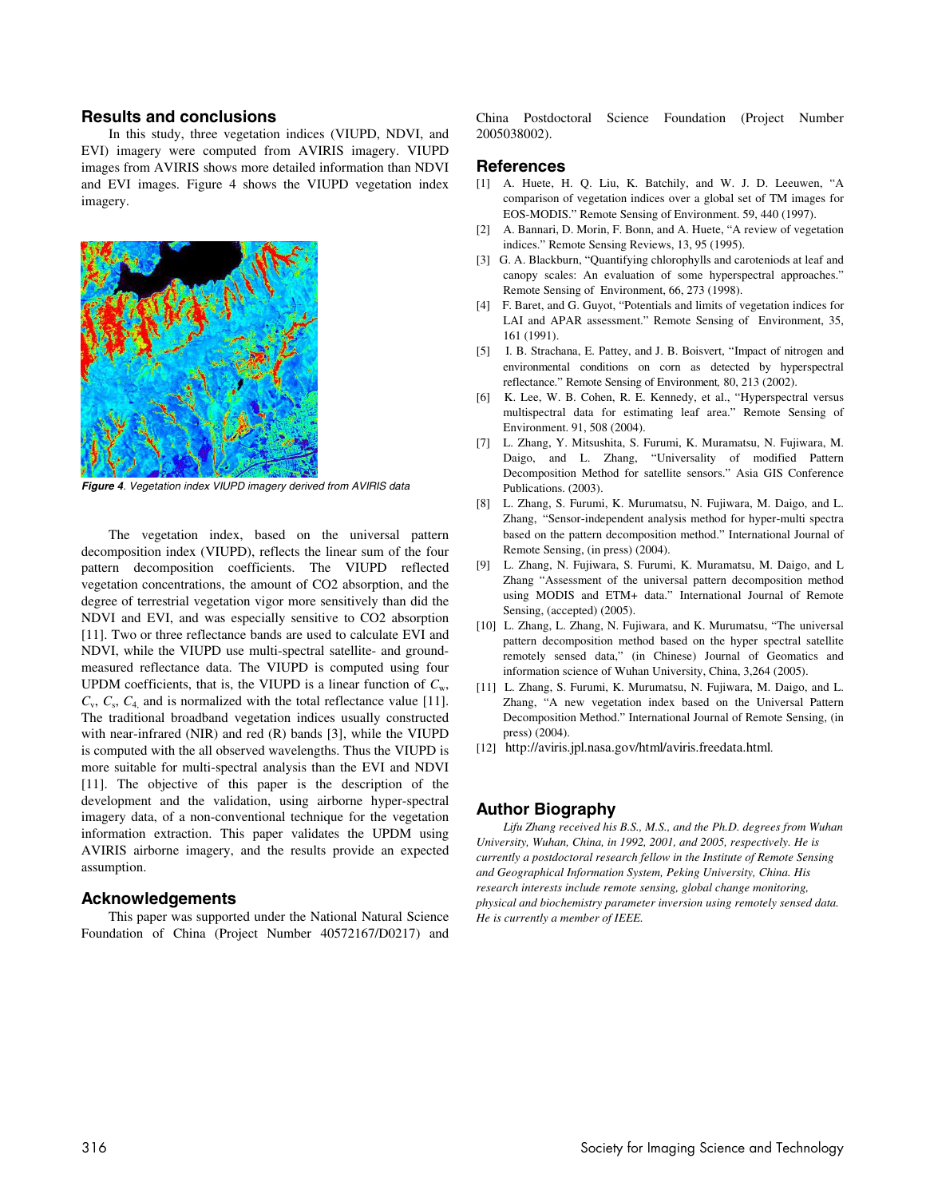## Results and conclusions

In this study, three vegetation indices (VIUPD, NDVI, and EVI) imagery were computed from AVIRIS imagery. VIUPD images from AVIRIS shows more detailed information than NDVI and EVI images. Figure 4 shows the VIUPD vegetation index imagery.

***Figure 4**. Vegetation index VIUPD imagery derived from AVIRIS data*

The vegetation index, based on the universal pattern decomposition index (VIUPD), reflects the linear sum of the four pattern decomposition coefficients. The VIUPD reflected vegetation concentrations, the amount of CO2 absorption, and the degree of terrestrial vegetation vigor more sensitively than did the NDVI and EVI, and was especially sensitive to CO2 absorption [11]. Two or three reflectance bands are used to calculate EVI and NDVI, while the VIUPD use multi-spectral satellite- and ground-measured reflectance data. The VIUPD is computed using four UPDM coefficients, that is, the VIUPD is a linear function of $C_w$, $C_v$, $C_s$, $C_4$, and is normalized with the total reflectance value [11]. The traditional broadband vegetation indices usually constructed with near-infrared (NIR) and red (R) bands [3], while the VIUPD is computed with the all observed wavelengths. Thus the VIUPD is more suitable for multi-spectral analysis than the EVI and NDVI [11]. The objective of this paper is the description of the development and the validation, using airborne hyper-spectral imagery data, of a non-conventional technique for the vegetation information extraction. This paper validates the UPDM using AVIRIS airborne imagery, and the results provide an expected assumption.

## Acknowledgements

This paper was supported under the National Natural Science Foundation of China (Project Number 40572167/D0217) and China Postdoctoral Science Foundation (Project Number 2005038002).

## References

[1] A. Huete, H. Q. Liu, K. Batchily, and W. J. D. Leeuwen, "A comparison of vegetation indices over a global set of TM images for EOS-MODIS." Remote Sensing of Environment. 59, 440 (1997).

[2] A. Bannari, D. Morin, F. Bonn, and A. Huete, "A review of vegetation indices." Remote Sensing Reviews, 13, 95 (1995).

[3] G. A. Blackburn, "Quantifying chlorophylls and caroteniods at leaf and canopy scales: An evaluation of some hyperspectral approaches." Remote Sensing of Environment, 66, 273 (1998).

[4] F. Baret, and G. Guyot, "Potentials and limits of vegetation indices for LAI and APAR assessment." Remote Sensing of Environment, 35, 161 (1991).

[5] I. B. Strachana, E. Pattey, and J. B. Boisvert, "Impact of nitrogen and environmental conditions on corn as detected by hyperspectral reflectance." Remote Sensing of Environment, 80, 213 (2002).

[6] K. Lee, W. B. Cohen, R. E. Kennedy, et al., "Hyperspectral versus multispectral data for estimating leaf area." Remote Sensing of Environment. 91, 508 (2004).

[7] L. Zhang, Y. Mitsushita, S. Furumi, K. Muramatsu, N. Fujiwara, M. Daigo, and L. Zhang, "Universality of modified Pattern Decomposition Method for satellite sensors." Asia GIS Conference Publications. (2003).

[8] L. Zhang, S. Furumi, K. Murumatsu, N. Fujiwara, M. Daigo, and L. Zhang, "Sensor-independent analysis method for hyper-multi spectra based on the pattern decomposition method." International Journal of Remote Sensing, (in press) (2004).

[9] L. Zhang, N. Fujiwara, S. Furumi, K. Muramatsu, M. Daigo, and L Zhang "Assessment of the universal pattern decomposition method using MODIS and ETM+ data." International Journal of Remote Sensing, (accepted) (2005).

[10] L. Zhang, L. Zhang, N. Fujiwara, and K. Murumatsu, "The universal pattern decomposition method based on the hyper spectral satellite remotely sensed data," (in Chinese) Journal of Geomatics and information science of Wuhan University, China, 3,264 (2005).

[11] L. Zhang, S. Furumi, K. Muramatsu, N. Fujiwara, M. Daigo, and L. Zhang, "A new vegetation index based on the Universal Pattern Decomposition Method." International Journal of Remote Sensing, (in press) (2004).

[12] http://aviris.jpl.nasa.gov/html/aviris.freedata.html.

## Author Biography

*Lifu Zhang received his B.S., M.S., and the Ph.D. degrees from Wuhan University, Wuhan, China, in 1992, 2001, and 2005, respectively. He is currently a postdoctoral research fellow in the Institute of Remote Sensing and Geographical Information System, Peking University, China. His research interests include remote sensing, global change monitoring, physical and biochemistry parameter inversion using remotely sensed data. He is currently a member of IEEE.*